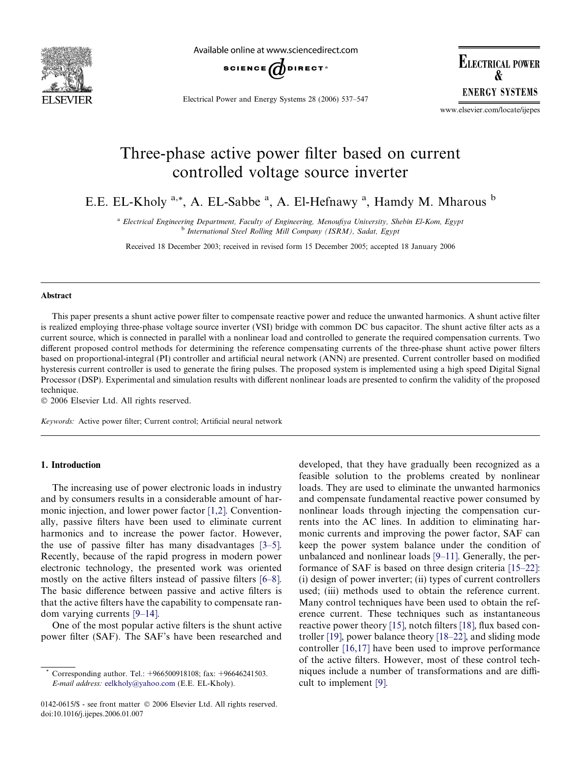# Three-phase active power filter based on current controlled voltage source inverter

E.E. EL-Kholy [a,*], A. EL-Sabbe [a], A. El-Hefnawy [a], Hamdy M. Mharous [b]

[a] *Electrical Engineering Department, Faculty of Engineering, Menoufiya University, Shebin El-Kom, Egypt*
[b] *International Steel Rolling Mill Company (ISRM), Sadat, Egypt*

Received 18 December 2003; received in revised form 15 December 2005; accepted 18 January 2006

## Abstract

This paper presents a shunt active power filter to compensate reactive power and reduce the unwanted harmonics. A shunt active filter is realized employing three-phase voltage source inverter (VSI) bridge with common DC bus capacitor. The shunt active filter acts as a current source, which is connected in parallel with a nonlinear load and controlled to generate the required compensation currents. Two different proposed control methods for determining the reference compensating currents of the three-phase shunt active power filters based on proportional-integral (PI) controller and artificial neural network (ANN) are presented. Current controller based on modified hysteresis current controller is used to generate the firing pulses. The proposed system is implemented using a high speed Digital Signal Processor (DSP). Experimental and simulation results with different nonlinear loads are presented to confirm the validity of the proposed technique.

© 2006 Elsevier Ltd. All rights reserved.

*Keywords:* Active power filter; Current control; Artificial neural network

## 1. Introduction

The increasing use of power electronic loads in industry and by consumers results in a considerable amount of harmonic injection, and lower power factor [1,2]. Conventionally, passive filters have been used to eliminate current harmonics and to increase the power factor. However, the use of passive filter has many disadvantages [3–5]. Recently, because of the rapid progress in modern power electronic technology, the presented work was oriented mostly on the active filters instead of passive filters [6–8]. The basic difference between passive and active filters is that the active filters have the capability to compensate random varying currents [9–14].

One of the most popular active filters is the shunt active power filter (SAF). The SAF's have been researched and developed, that they have gradually been recognized as a feasible solution to the problems created by nonlinear loads. They are used to eliminate the unwanted harmonics and compensate fundamental reactive power consumed by nonlinear loads through injecting the compensation currents into the AC lines. In addition to eliminating harmonic currents and improving the power factor, SAF can keep the power system balance under the condition of unbalanced and nonlinear loads [9–11]. Generally, the performance of SAF is based on three design criteria [15–22]: (i) design of power inverter; (ii) types of current controllers used; (iii) methods used to obtain the reference current. Many control techniques have been used to obtain the reference current. These techniques such as instantaneous reactive power theory [15], notch filters [18], flux based controller [19], power balance theory [18–22], and sliding mode controller [16,17] have been used to improve performance of the active filters. However, most of these control techniques include a number of transformations and are difficult to implement [9].

---

* Corresponding author. Tel.: +966500918108; fax: +96646241503.
*E-mail address:* eelkholy@yahoo.com (E.E. EL-Kholy).

0142-0615/$ - see front matter © 2006 Elsevier Ltd. All rights reserved.
doi:10.1016/j.ijepes.2006.01.007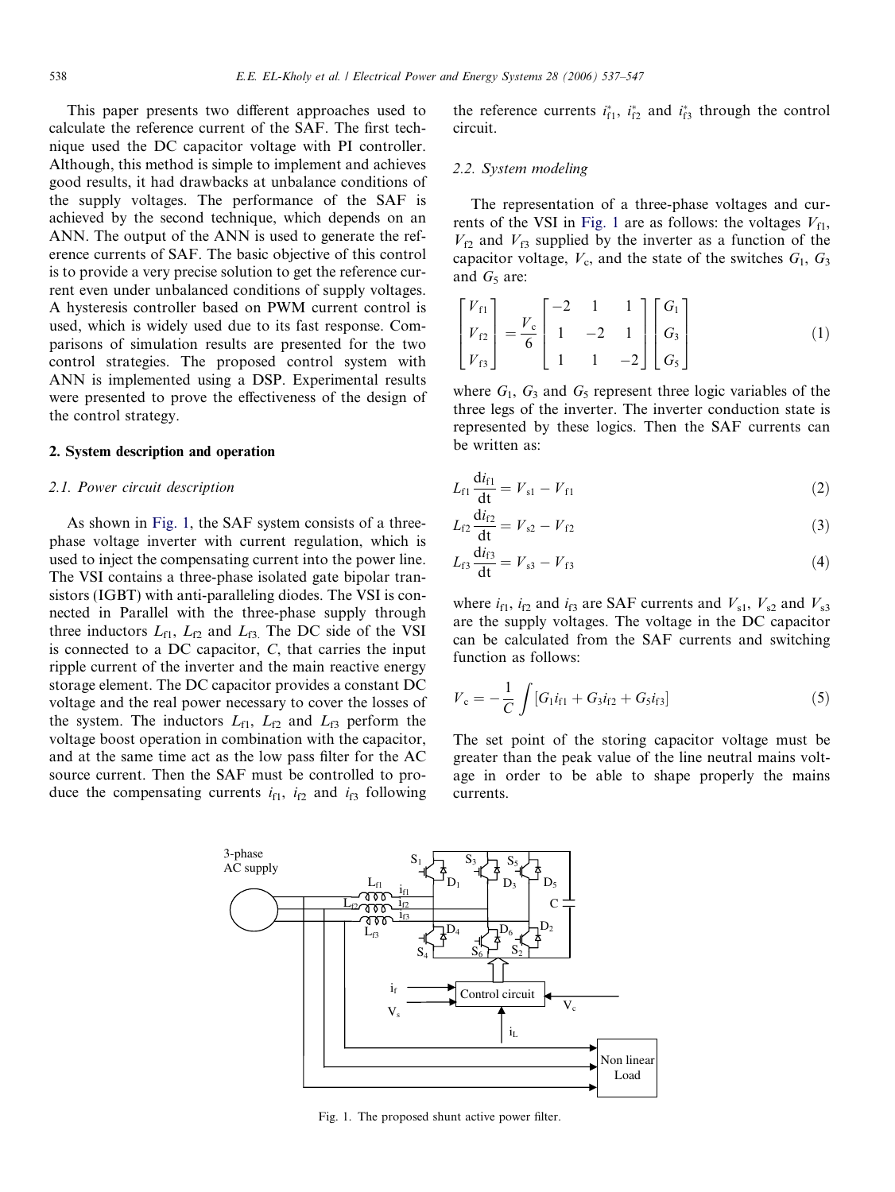This paper presents two different approaches used to calculate the reference current of the SAF. The first technique used the DC capacitor voltage with PI controller. Although, this method is simple to implement and achieves good results, it had drawbacks at unbalance conditions of the supply voltages. The performance of the SAF is achieved by the second technique, which depends on an ANN. The output of the ANN is used to generate the reference currents of SAF. The basic objective of this control is to provide a very precise solution to get the reference current even under unbalanced conditions of supply voltages. A hysteresis controller based on PWM current control is used, which is widely used due to its fast response. Comparisons of simulation results are presented for the two control strategies. The proposed control system with ANN is implemented using a DSP. Experimental results were presented to prove the effectiveness of the design of the control strategy.

## 2. System description and operation

### 2.1. Power circuit description

As shown in Fig. 1, the SAF system consists of a three-phase voltage inverter with current regulation, which is used to inject the compensating current into the power line. The VSI contains a three-phase isolated gate bipolar transistors (IGBT) with anti-paralleling diodes. The VSI is connected in Parallel with the three-phase supply through three inductors $L_{f1}$, $L_{f2}$ and $L_{f3}$. The DC side of the VSI is connected to a DC capacitor, $C$, that carries the input ripple current of the inverter and the main reactive energy storage element. The DC capacitor provides a constant DC voltage and the real power necessary to cover the losses of the system. The inductors $L_{f1}$, $L_{f2}$ and $L_{f3}$ perform the voltage boost operation in combination with the capacitor, and at the same time act as the low pass filter for the AC source current. Then the SAF must be controlled to produce the compensating currents $i_{f1}$, $i_{f2}$ and $i_{f3}$ following the reference currents $i^*_{f1}$, $i^*_{f2}$ and $i^*_{f3}$ through the control circuit.

### 2.2. System modeling

The representation of a three-phase voltages and currents of the VSI in Fig. 1 are as follows: the voltages $V_{f1}$, $V_{f2}$ and $V_{f3}$ supplied by the inverter as a function of the capacitor voltage, $V_c$, and the state of the switches $G_1$, $G_3$ and $G_5$ are:

$$\begin{bmatrix} V_{f1} \\ V_{f2} \\ V_{f3} \end{bmatrix} = \frac{V_c}{6} \begin{bmatrix} -2 & 1 & 1 \\ 1 & -2 & 1 \\ 1 & 1 & -2 \end{bmatrix} \begin{bmatrix} G_1 \\ G_3 \\ G_5 \end{bmatrix} \tag{1}$$

where $G_1$, $G_3$ and $G_5$ represent three logic variables of the three legs of the inverter. The inverter conduction state is represented by these logics. Then the SAF currents can be written as:

$$L_{f1}\frac{di_{f1}}{dt} = V_{s1} - V_{f1} \tag{2}$$

$$L_{f2}\frac{di_{f2}}{dt} = V_{s2} - V_{f2} \tag{3}$$

$$L_{f3}\frac{di_{f3}}{dt} = V_{s3} - V_{f3} \tag{4}$$

where $i_{f1}$, $i_{f2}$ and $i_{f3}$ are SAF currents and $V_{s1}$, $V_{s2}$ and $V_{s3}$ are the supply voltages. The voltage in the DC capacitor can be calculated from the SAF currents and switching function as follows:

$$V_c = -\frac{1}{C}\int [G_1 i_{f1} + G_3 i_{f2} + G_5 i_{f3}] \tag{5}$$

The set point of the storing capacitor voltage must be greater than the peak value of the line neutral mains voltage in order to be able to shape properly the mains currents.

Fig. 1. The proposed shunt active power filter.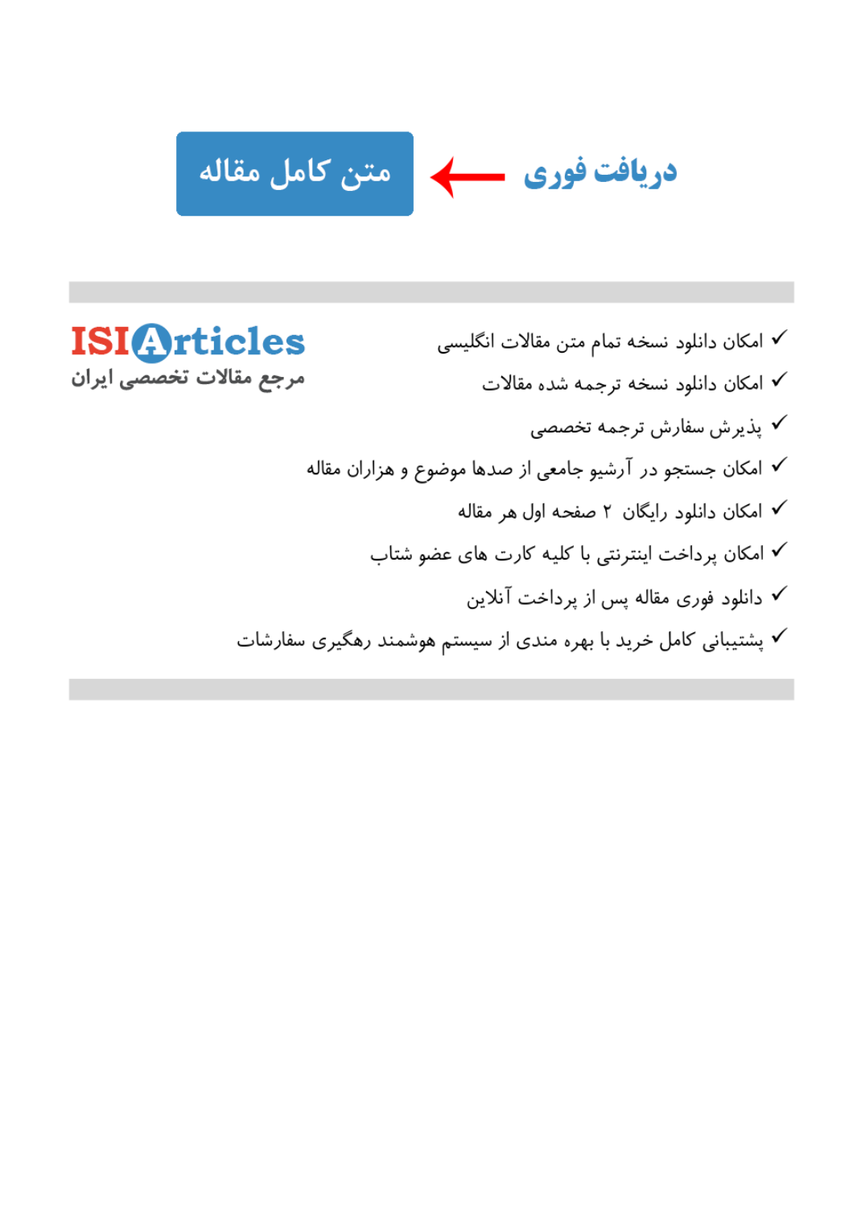متن کامل مقاله ← دریافت فوری

ISIArticles

مرجع مقالات تخصصی ایران

- ✓ امکان دانلود نسخه تمام متن مقالات انگلیسی
- ✓ امکان دانلود نسخه ترجمه شده مقالات
- ✓ پذیرش سفارش ترجمه تخصصی
- ✓ امکان جستجو در آرشیو جامعی از صدها موضوع و هزاران مقاله
- ✓ امکان دانلود رایگان ۲ صفحه اول هر مقاله
- ✓ امکان پرداخت اینترنتی با کلیه کارت های عضو شتاب
- ✓ دانلود فوری مقاله پس از پرداخت آنلاین
- ✓ پشتیبانی کامل خرید با بهره مندی از سیستم هوشمند رهگیری سفارشات